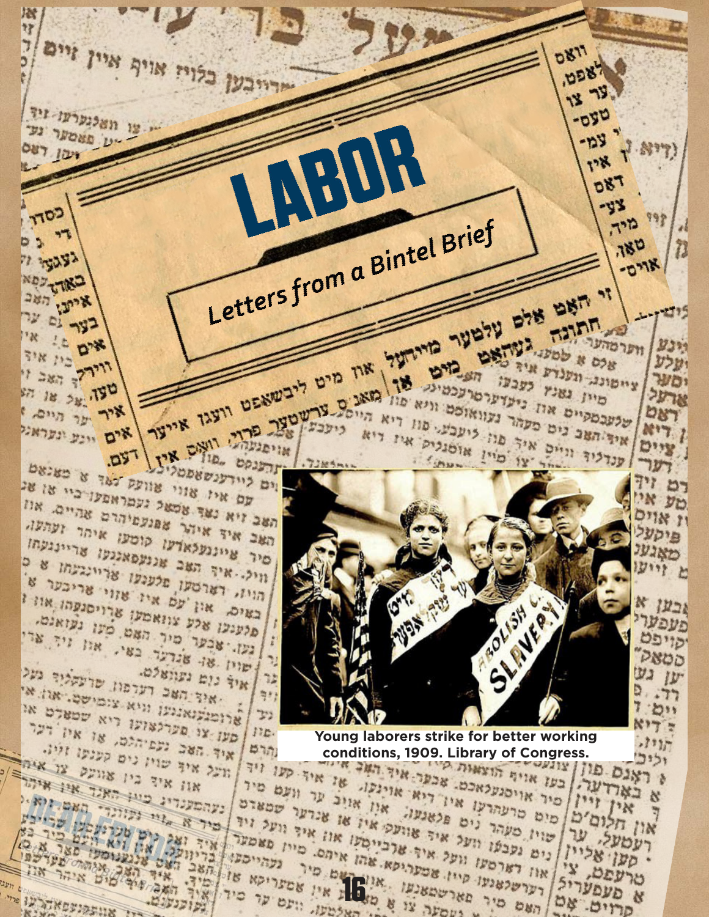# LABOR

## Letters from a Bintel Brief

Young laborers strike for better working conditions, 1909. Library of Congress.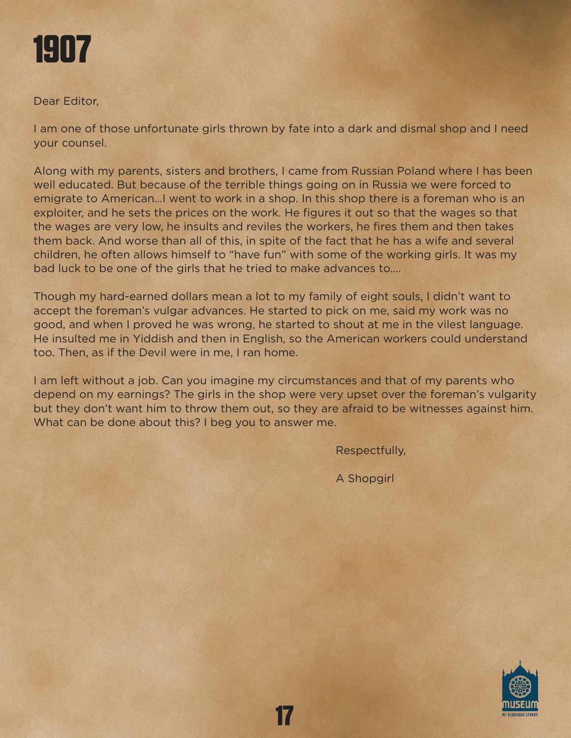# 1907

Dear Editor,

I am one of those unfortunate girls thrown by fate into a dark and dismal shop and I need your counsel.

Along with my parents, sisters and brothers, I came from Russian Poland where I has been well educated. But because of the terrible things going on in Russia we were forced to emigrate to American...I went to work in a shop. In this shop there is a foreman who is an exploiter, and he sets the prices on the work. He figures it out so that the wages so that the wages are very low, he insults and reviles the workers, he fires them and then takes them back. And worse than all of this, in spite of the fact that he has a wife and several children, he often allows himself to "have fun" with some of the working girls. It was my bad luck to be one of the girls that he tried to make advances to....

Though my hard-earned dollars mean a lot to my family of eight souls, I didn't want to accept the foreman's vulgar advances. He started to pick on me, said my work was no good, and when I proved he was wrong, he started to shout at me in the vilest language. He insulted me in Yiddish and then in English, so the American workers could understand too. Then, as if the Devil were in me, I ran home.

I am left without a job. Can you imagine my circumstances and that of my parents who depend on my earnings? The girls in the shop were very upset over the foreman's vulgarity but they don't want him to throw them out, so they are afraid to be witnesses against him. What can be done about this? I beg you to answer me.

Respectfully,

A Shopgirl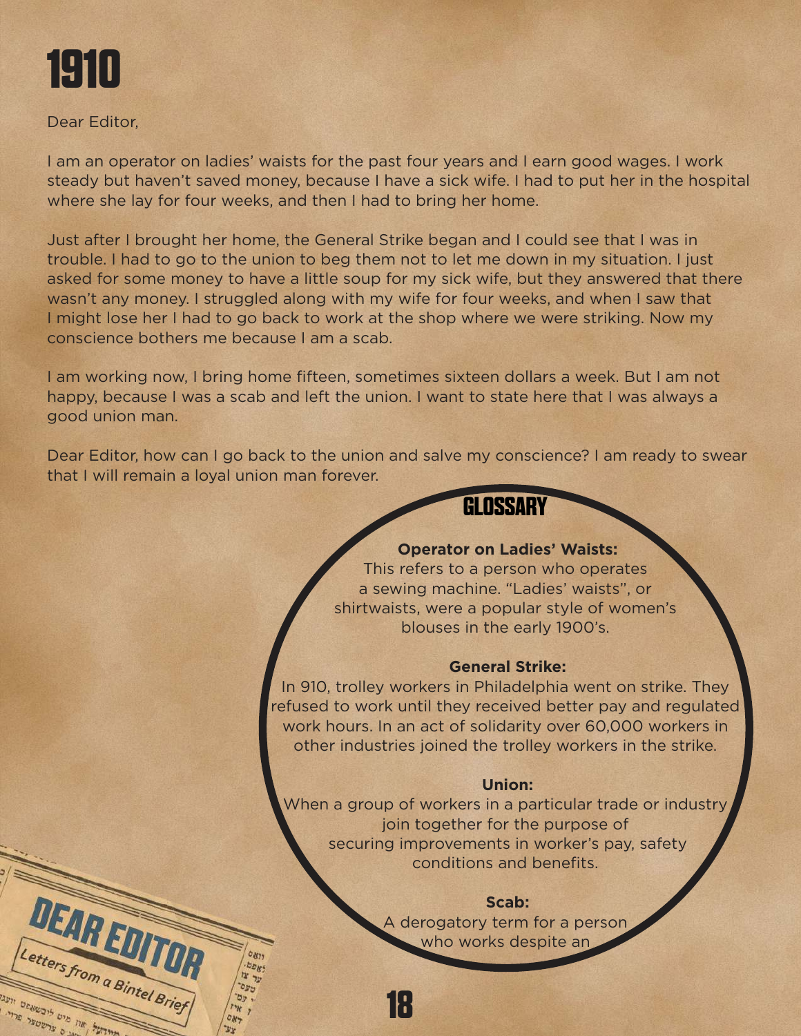# 1910

Dear Editor,

I am an operator on ladies' waists for the past four years and I earn good wages. I work steady but haven't saved money, because I have a sick wife. I had to put her in the hospital where she lay for four weeks, and then I had to bring her home.

Just after I brought her home, the General Strike began and I could see that I was in trouble. I had to go to the union to beg them not to let me down in my situation. I just asked for some money to have a little soup for my sick wife, but they answered that there wasn't any money. I struggled along with my wife for four weeks, and when I saw that I might lose her I had to go back to work at the shop where we were striking. Now my conscience bothers me because I am a scab.

I am working now, I bring home fifteen, sometimes sixteen dollars a week. But I am not happy, because I was a scab and left the union. I want to state here that I was always a good union man.

Dear Editor, how can I go back to the union and salve my conscience? I am ready to swear that I will remain a loyal union man forever.

## GLOSSARY

**Operator on Ladies' Waists:**
This refers to a person who operates a sewing machine. "Ladies' waists", or shirtwaists, were a popular style of women's blouses in the early 1900's.

**General Strike:**
In 910, trolley workers in Philadelphia went on strike. They refused to work until they received better pay and regulated work hours. In an act of solidarity over 60,000 workers in other industries joined the trolley workers in the strike.

**Union:**
When a group of workers in a particular trade or industry join together for the purpose of securing improvements in worker's pay, safety conditions and benefits.

**Scab:**
A derogatory term for a person who works despite an

DEAR EDITOR

Letters from a Bintel Brief